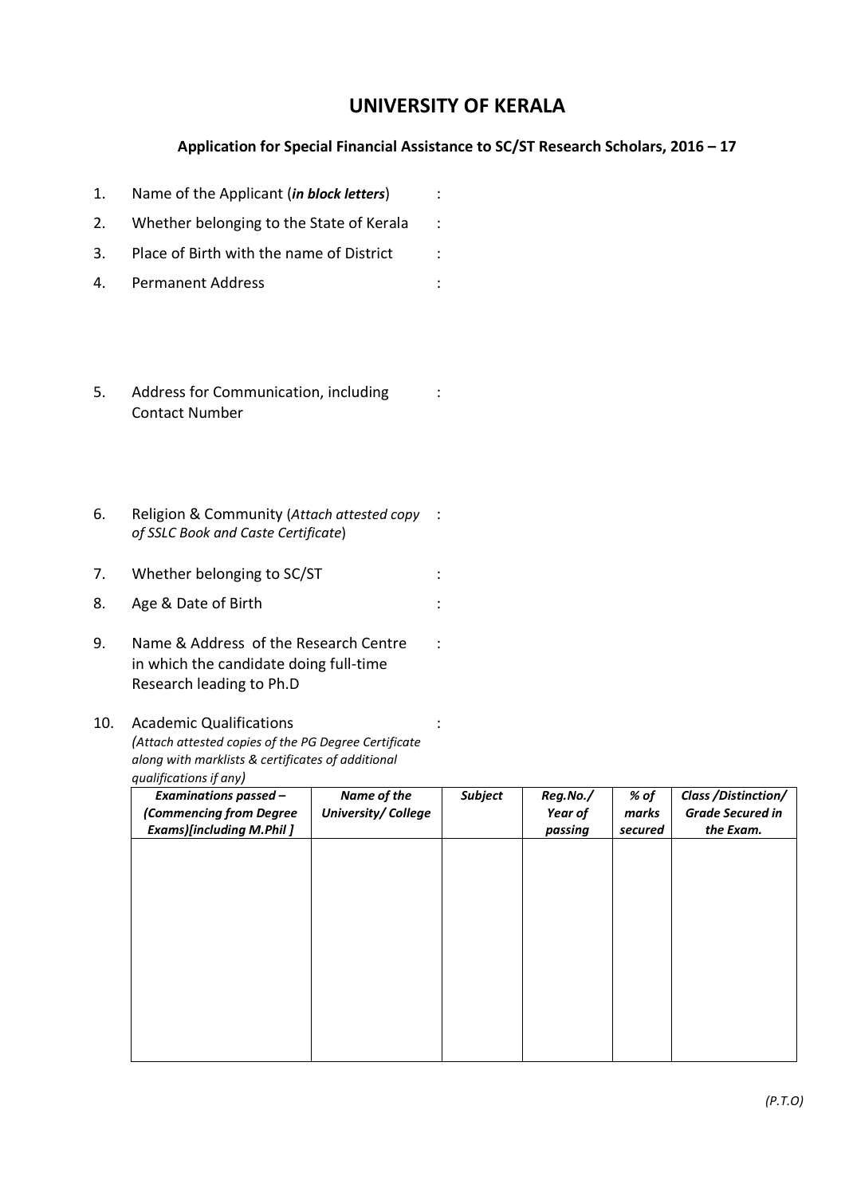# UNIVERSITY OF KERALA

## Application for Special Financial Assistance to SC/ST Research Scholars, 2016 – 17

1. Name of the Applicant (***in block letters***) :
2. Whether belonging to the State of Kerala :
3. Place of Birth with the name of District :
4. Permanent Address :

5. Address for Communication, including Contact Number :

6. Religion & Community (*Attach attested copy of SSLC Book and Caste Certificate*) :
7. Whether belonging to SC/ST :
8. Age & Date of Birth :
9. Name & Address of the Research Centre in which the candidate doing full-time Research leading to Ph.D :
10. Academic Qualifications :
    *(Attach attested copies of the PG Degree Certificate along with marklists & certificates of additional qualifications if any)*

| ***Examinations passed – (Commencing from Degree Exams)[including M.Phil ]*** | ***Name of the University/ College*** | ***Subject*** | ***Reg.No./ Year of passing*** | ***% of marks secured*** | ***Class /Distinction/ Grade Secured in the Exam.*** |
|---|---|---|---|---|---|
| | | | | | |

*(P.T.O)*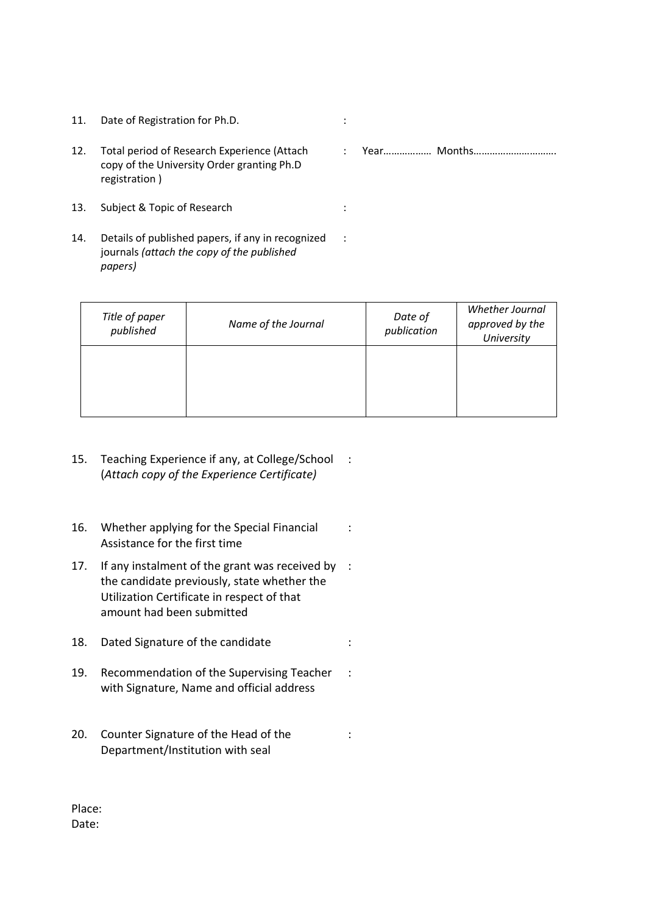11. Date of Registration for Ph.D. :

12. Total period of Research Experience (Attach copy of the University Order granting Ph.D registration ) : Year……………… Months…………………………

13. Subject & Topic of Research :

14. Details of published papers, if any in recognized journals *(attach the copy of the published papers)* :

| *Title of paper published* | *Name of the Journal* | *Date of publication* | *Whether Journal approved by the University* |
|---|---|---|---|
| | | | |

15. Teaching Experience if any, at College/School (*Attach copy of the Experience Certificate)* :

16. Whether applying for the Special Financial Assistance for the first time :

17. If any instalment of the grant was received by the candidate previously, state whether the Utilization Certificate in respect of that amount had been submitted :

18. Dated Signature of the candidate :

19. Recommendation of the Supervising Teacher with Signature, Name and official address :

20. Counter Signature of the Head of the Department/Institution with seal :

Place:
Date: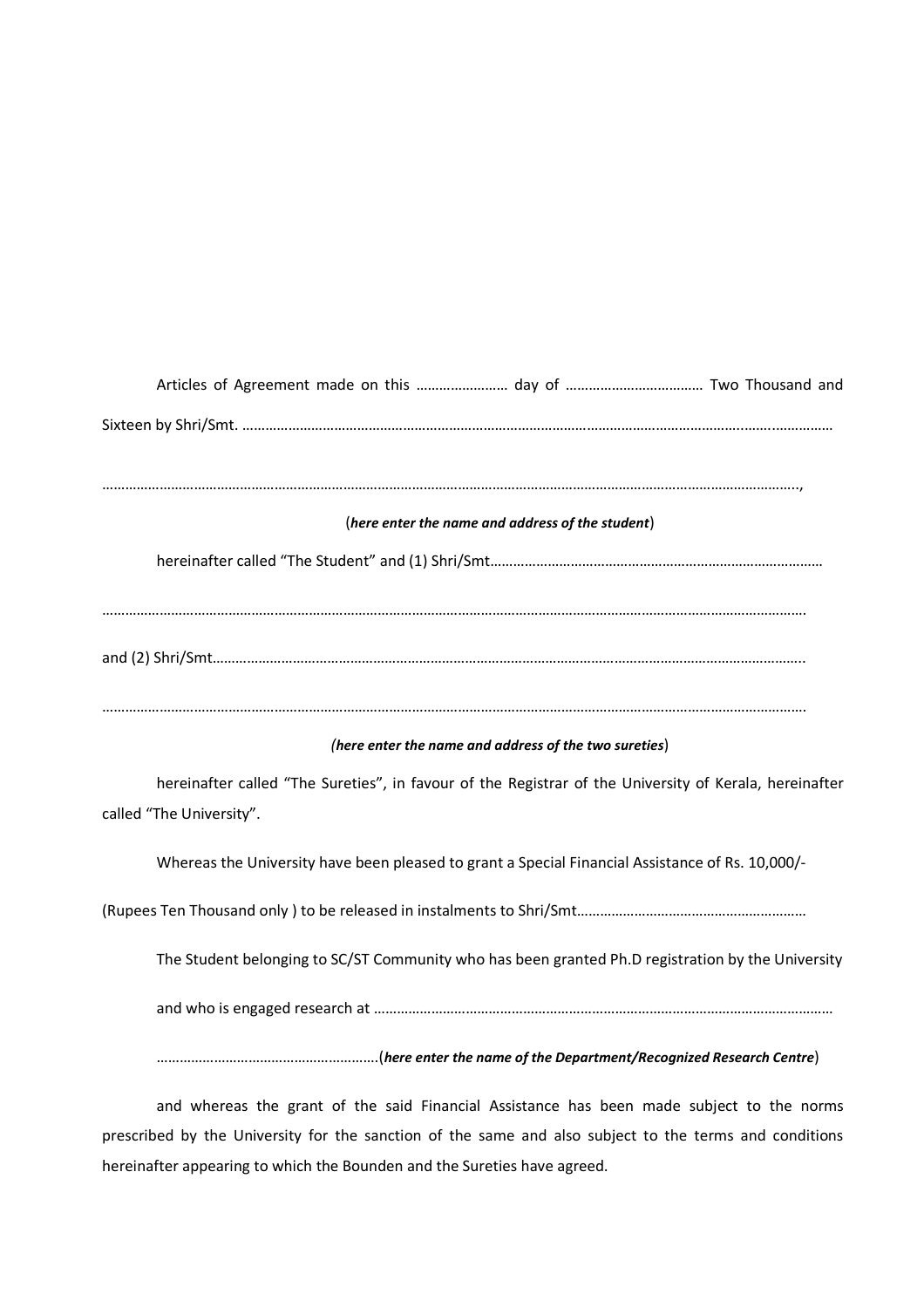Articles of Agreement made on this …………………… day of ……………………………… Two Thousand and Sixteen by Shri/Smt. ………………………………………………………………………………………………………………………..……………

……………………………………………………………………………………………………………………………………………………………..,

(***here enter the name and address of the student***)

hereinafter called "The Student" and (1) Shri/Smt……………………………………………………………………………

……………………………………………………………………………………………………………………………………………………………

and (2) Shri/Smt………………………………………………………………………………………………………………………………..

……………………………………………………………………………………………………………………………………………………………

***(here enter the name and address of the two sureties***)

hereinafter called "The Sureties", in favour of the Registrar of the University of Kerala, hereinafter called "The University".

Whereas the University have been pleased to grant a Special Financial Assistance of Rs. 10,000/-

(Rupees Ten Thousand only ) to be released in instalments to Shri/Smt……………………………………………………

The Student belonging to SC/ST Community who has been granted Ph.D registration by the University

and who is engaged research at …………………………………………………………………………………………………………

…………………………………………………..(***here enter the name of the Department/Recognized Research Centre***)

and whereas the grant of the said Financial Assistance has been made subject to the norms prescribed by the University for the sanction of the same and also subject to the terms and conditions hereinafter appearing to which the Bounden and the Sureties have agreed.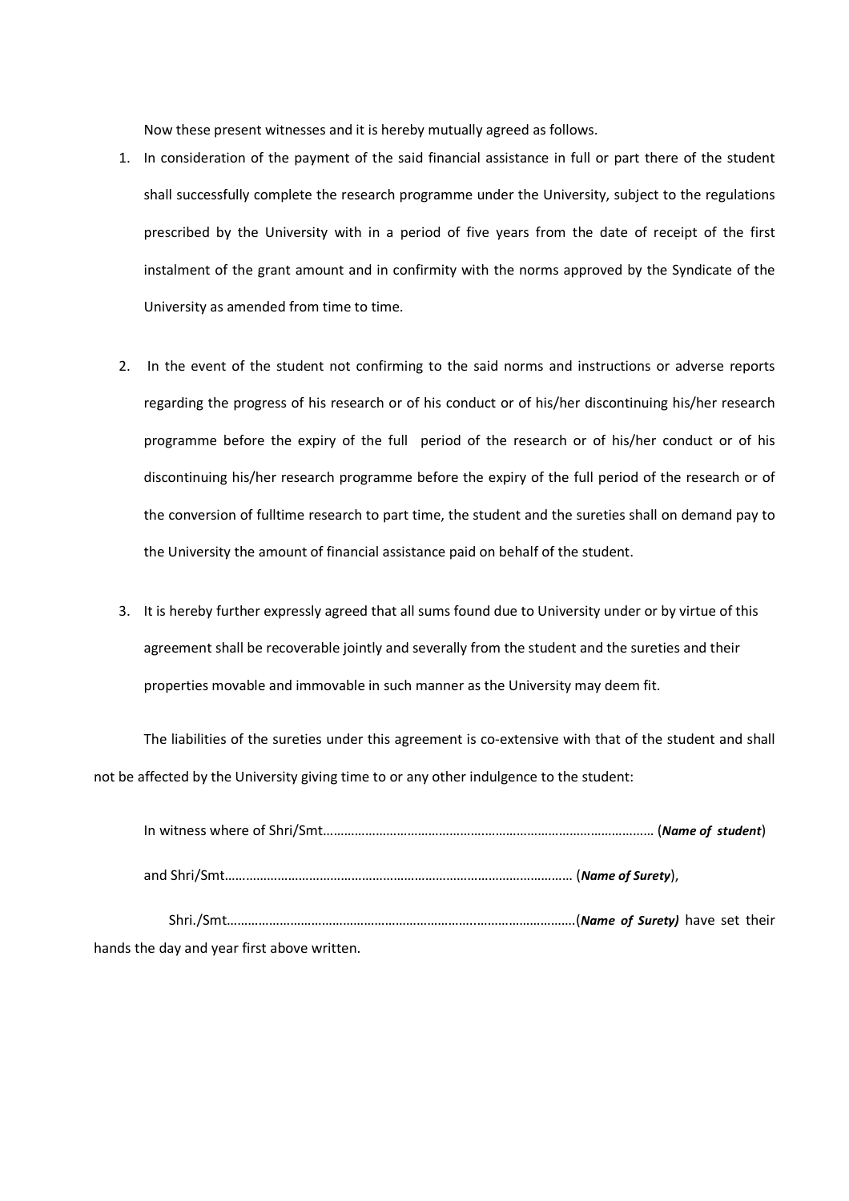Now these present witnesses and it is hereby mutually agreed as follows.

1. In consideration of the payment of the said financial assistance in full or part there of the student shall successfully complete the research programme under the University, subject to the regulations prescribed by the University with in a period of five years from the date of receipt of the first instalment of the grant amount and in confirmity with the norms approved by the Syndicate of the University as amended from time to time.

2. In the event of the student not confirming to the said norms and instructions or adverse reports regarding the progress of his research or of his conduct or of his/her discontinuing his/her research programme before the expiry of the full period of the research or of his/her conduct or of his discontinuing his/her research programme before the expiry of the full period of the research or of the conversion of fulltime research to part time, the student and the sureties shall on demand pay to the University the amount of financial assistance paid on behalf of the student.

3. It is hereby further expressly agreed that all sums found due to University under or by virtue of this agreement shall be recoverable jointly and severally from the student and the sureties and their properties movable and immovable in such manner as the University may deem fit.

The liabilities of the sureties under this agreement is co-extensive with that of the student and shall not be affected by the University giving time to or any other indulgence to the student:

In witness where of Shri/Smt………………………………………………………………………………… (***Name of student***)

and Shri/Smt……………………………………………………………………………………… (***Name of Surety***),

Shri./Smt……………………………………………………………………………………….(***Name of Surety)*** have set their hands the day and year first above written.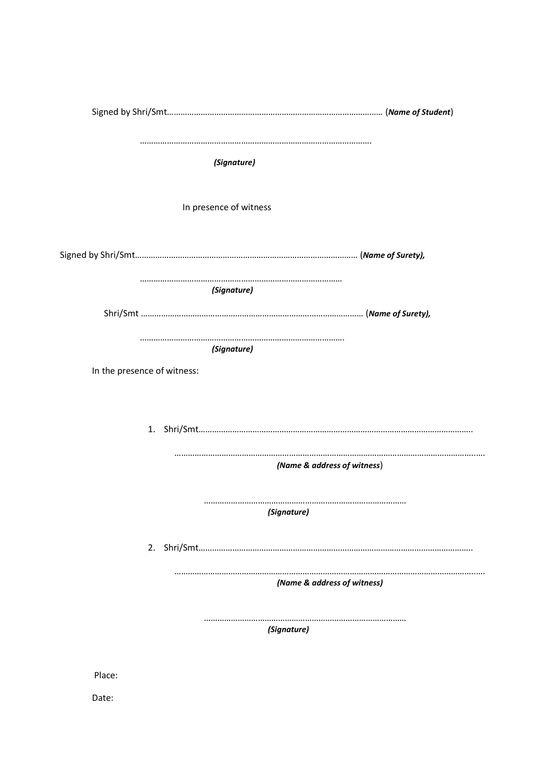Signed by Shri/Smt…………………………………………………………………………………… (***Name of Student***)

…………………………………………………………………………………….

***(Signature)***

In presence of witness

Signed by Shri/Smt……………………………………………………………………………………… (***Name of Surety),***

………………………………………………………………………………

***(Signature)***

Shri/Smt ……………………………………………………………………………………… (***Name of Surety),***

……………………………………………………………………………….

***(Signature)***

In the presence of witness:

1. Shri/Smt………………………………………………………………………………………………………………

   ……………………………………………………………………………………………………………………………

   ***(Name & address of witness***)

   ………………………………………………………………………………

   ***(Signature)***

2. Shri/Smt……………………………………………………………………………………………………………….

   ……………………………………………………………………………………………………………………………..

   ***(Name & address of witness)***

   ………………………………………………………………………………

   ***(Signature)***

Place:

Date: